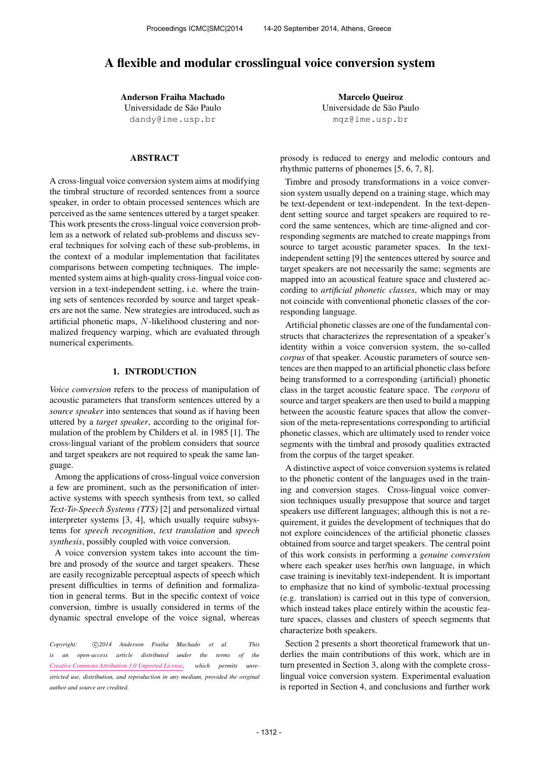# A flexible and modular crosslingual voice conversion system

**Anderson Fraiha Machado**
Universidade de São Paulo
dandy@ime.usp.br

**Marcelo Queiroz**
Universidade de São Paulo
mqz@ime.usp.br

## ABSTRACT

A cross-lingual voice conversion system aims at modifying the timbral structure of recorded sentences from a source speaker, in order to obtain processed sentences which are perceived as the same sentences uttered by a target speaker. This work presents the cross-lingual voice conversion problem as a network of related sub-problems and discuss several techniques for solving each of these sub-problems, in the context of a modular implementation that facilitates comparisons between competing techniques. The implemented system aims at high-quality cross-lingual voice conversion in a text-independent setting, i.e. where the training sets of sentences recorded by source and target speakers are not the same. New strategies are introduced, such as artificial phonetic maps, $N$-likelihood clustering and normalized frequency warping, which are evaluated through numerical experiments.

## 1. INTRODUCTION

*Voice conversion* refers to the process of manipulation of acoustic parameters that transform sentences uttered by a *source speaker* into sentences that sound as if having been uttered by a *target speaker*, according to the original formulation of the problem by Childers et al. in 1985 [1]. The cross-lingual variant of the problem considers that source and target speakers are not required to speak the same language.

Among the applications of cross-lingual voice conversion a few are prominent, such as the personification of interactive systems with speech synthesis from text, so called *Text-To-Speech Systems (TTS)* [2] and personalized virtual interpreter systems [3, 4], which usually require subsystems for *speech recognition*, *text translation* and *speech synthesis*, possibly coupled with voice conversion.

A voice conversion system takes into account the timbre and prosody of the source and target speakers. These are easily recognizable perceptual aspects of speech which present difficulties in terms of definition and formalization in general terms. But in the specific context of voice conversion, timbre is usually considered in terms of the dynamic spectral envelope of the voice signal, whereas prosody is reduced to energy and melodic contours and rhythmic patterns of phonemes [5, 6, 7, 8].

Timbre and prosody transformations in a voice conversion system usually depend on a training stage, which may be text-dependent or text-independent. In the text-dependent setting source and target speakers are required to record the same sentences, which are time-aligned and corresponding segments are matched to create mappings from source to target acoustic parameter spaces. In the text-independent setting [9] the sentences uttered by source and target speakers are not necessarily the same; segments are mapped into an acoustical feature space and clustered according to *artificial phonetic classes*, which may or may not coincide with conventional phonetic classes of the corresponding language.

Artificial phonetic classes are one of the fundamental constructs that characterizes the representation of a speaker's identity within a voice conversion system, the so-called *corpus* of that speaker. Acoustic parameters of source sentences are then mapped to an artificial phonetic class before being transformed to a corresponding (artificial) phonetic class in the target acoustic feature space. The *corpora* of source and target speakers are then used to build a mapping between the acoustic feature spaces that allow the conversion of the meta-representations corresponding to artificial phonetic classes, which are ultimately used to render voice segments with the timbral and prosody qualities extracted from the corpus of the target speaker.

A distinctive aspect of voice conversion systems is related to the phonetic content of the languages used in the training and conversion stages. Cross-lingual voice conversion techniques usually presuppose that source and target speakers use different languages; although this is not a requirement, it guides the development of techniques that do not explore coincidences of the artificial phonetic classes obtained from source and target speakers. The central point of this work consists in performing a *genuine conversion* where each speaker uses her/his own language, in which case training is inevitably text-independent. It is important to emphasize that no kind of symbolic-textual processing (e.g. translation) is carried out in this type of conversion, which instead takes place entirely within the acoustic feature spaces, classes and clusters of speech segments that characterize both speakers.

Section 2 presents a short theoretical framework that underlies the main contributions of this work, which are in turn presented in Section 3, along with the complete cross-lingual voice conversion system. Experimental evaluation is reported in Section 4, and conclusions and further work

*Copyright: ©2014 Anderson Fraiha Machado et al. This is an open-access article distributed under the terms of the Creative Commons Attribution 3.0 Unported License, which permits unrestricted use, distribution, and reproduction in any medium, provided the original author and source are credited.*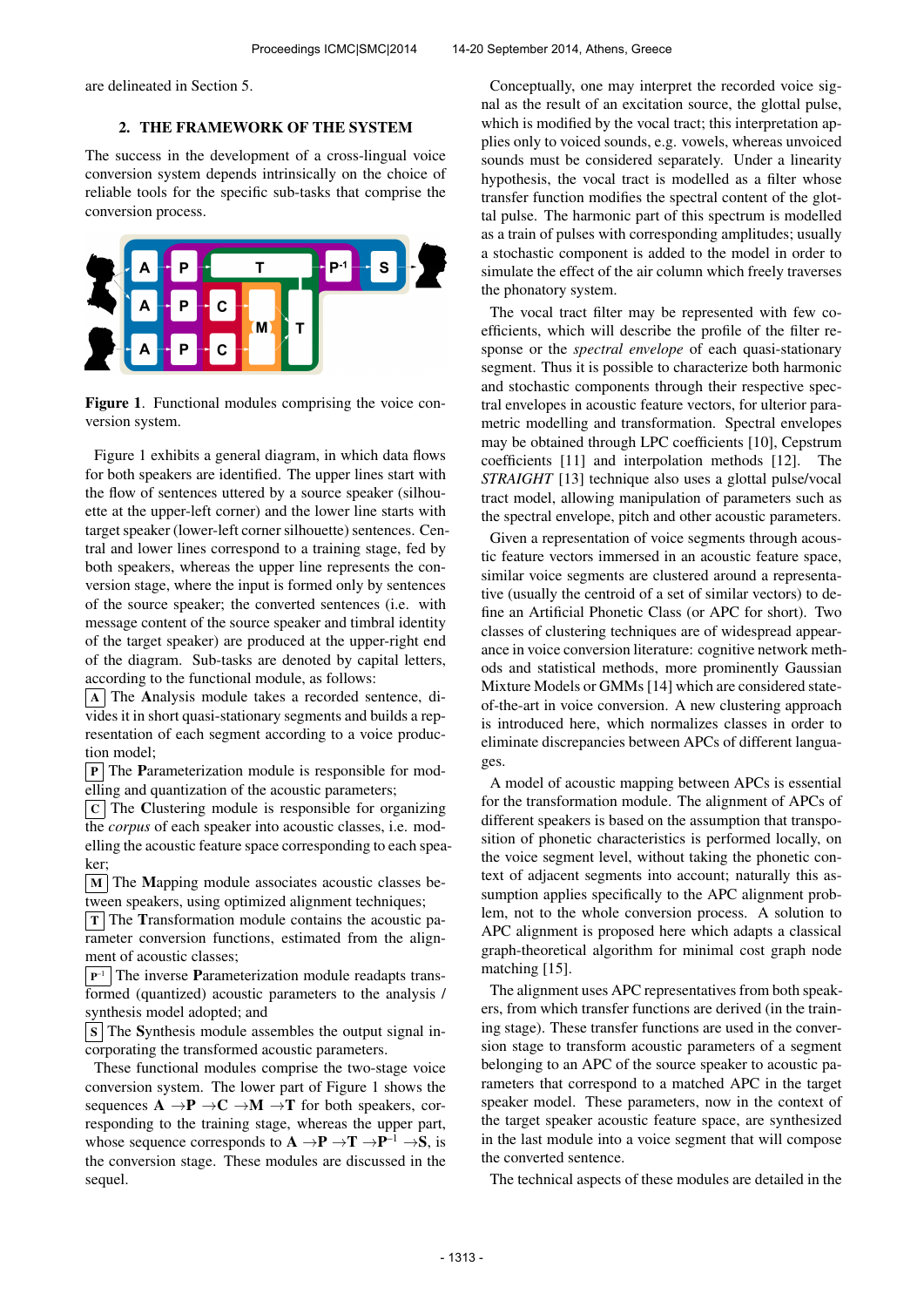are delineated in Section 5.

## 2. THE FRAMEWORK OF THE SYSTEM

The success in the development of a cross-lingual voice conversion system depends intrinsically on the choice of reliable tools for the specific sub-tasks that comprise the conversion process.

**Figure 1**. Functional modules comprising the voice conversion system.

Figure 1 exhibits a general diagram, in which data flows for both speakers are identified. The upper lines start with the flow of sentences uttered by a source speaker (silhouette at the upper-left corner) and the lower line starts with target speaker (lower-left corner silhouette) sentences. Central and lower lines correspond to a training stage, fed by both speakers, whereas the upper line represents the conversion stage, where the input is formed only by sentences of the source speaker; the converted sentences (i.e. with message content of the source speaker and timbral identity of the target speaker) are produced at the upper-right end of the diagram. Sub-tasks are denoted by capital letters, according to the functional module, as follows:

- **A** The **A**nalysis module takes a recorded sentence, divides it in short quasi-stationary segments and builds a representation of each segment according to a voice production model;
- **P** The **P**arameterization module is responsible for modelling and quantization of the acoustic parameters;
- **C** The **C**lustering module is responsible for organizing the *corpus* of each speaker into acoustic classes, i.e. modelling the acoustic feature space corresponding to each speaker;
- **M** The **M**apping module associates acoustic classes between speakers, using optimized alignment techniques;
- **T** The **T**ransformation module contains the acoustic parameter conversion functions, estimated from the alignment of acoustic classes;
- **P⁻¹** The inverse **P**arameterization module readapts transformed (quantized) acoustic parameters to the analysis / synthesis model adopted; and
- **S** The **S**ynthesis module assembles the output signal incorporating the transformed acoustic parameters.

These functional modules comprise the two-stage voice conversion system. The lower part of Figure 1 shows the sequences **A** →**P** →**C** →**M** →**T** for both speakers, corresponding to the training stage, whereas the upper part, whose sequence corresponds to **A** →**P** →**T** →$\mathbf{P}^{-1}$ →**S**, is the conversion stage. These modules are discussed in the sequel.

Conceptually, one may interpret the recorded voice signal as the result of an excitation source, the glottal pulse, which is modified by the vocal tract; this interpretation applies only to voiced sounds, e.g. vowels, whereas unvoiced sounds must be considered separately. Under a linearity hypothesis, the vocal tract is modelled as a filter whose transfer function modifies the spectral content of the glottal pulse. The harmonic part of this spectrum is modelled as a train of pulses with corresponding amplitudes; usually a stochastic component is added to the model in order to simulate the effect of the air column which freely traverses the phonatory system.

The vocal tract filter may be represented with few coefficients, which will describe the profile of the filter response or the *spectral envelope* of each quasi-stationary segment. Thus it is possible to characterize both harmonic and stochastic components through their respective spectral envelopes in acoustic feature vectors, for ulterior parametric modelling and transformation. Spectral envelopes may be obtained through LPC coefficients [10], Cepstrum coefficients [11] and interpolation methods [12]. The *STRAIGHT* [13] technique also uses a glottal pulse/vocal tract model, allowing manipulation of parameters such as the spectral envelope, pitch and other acoustic parameters.

Given a representation of voice segments through acoustic feature vectors immersed in an acoustic feature space, similar voice segments are clustered around a representative (usually the centroid of a set of similar vectors) to define an Artificial Phonetic Class (or APC for short). Two classes of clustering techniques are of widespread appearance in voice conversion literature: cognitive network methods and statistical methods, more prominently Gaussian Mixture Models or GMMs [14] which are considered state-of-the-art in voice conversion. A new clustering approach is introduced here, which normalizes classes in order to eliminate discrepancies between APCs of different languages.

A model of acoustic mapping between APCs is essential for the transformation module. The alignment of APCs of different speakers is based on the assumption that transposition of phonetic characteristics is performed locally, on the voice segment level, without taking the phonetic context of adjacent segments into account; naturally this assumption applies specifically to the APC alignment problem, not to the whole conversion process. A solution to APC alignment is proposed here which adapts a classical graph-theoretical algorithm for minimal cost graph node matching [15].

The alignment uses APC representatives from both speakers, from which transfer functions are derived (in the training stage). These transfer functions are used in the conversion stage to transform acoustic parameters of a segment belonging to an APC of the source speaker to acoustic parameters that correspond to a matched APC in the target speaker model. These parameters, now in the context of the target speaker acoustic feature space, are synthesized in the last module into a voice segment that will compose the converted sentence.

The technical aspects of these modules are detailed in the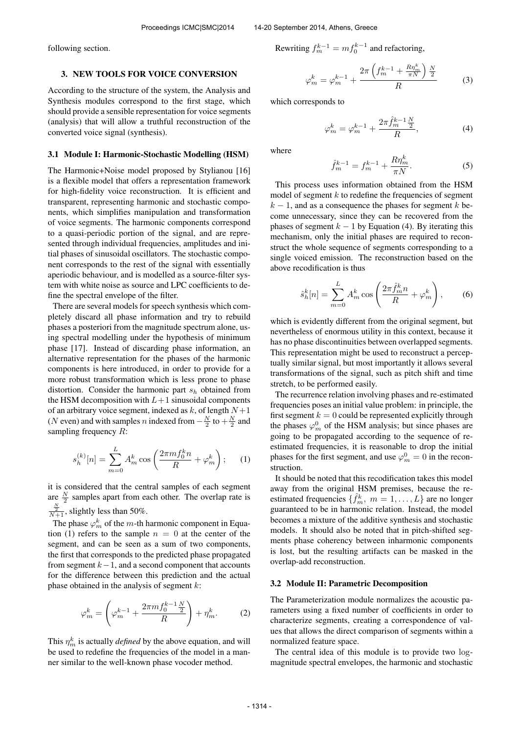following section.

## 3. NEW TOOLS FOR VOICE CONVERSION

According to the structure of the system, the Analysis and Synthesis modules correspond to the first stage, which should provide a sensible representation for voice segments (analysis) that will allow a truthful reconstruction of the converted voice signal (synthesis).

### 3.1 Module I: Harmonic-Stochastic Modelling (HSM)

The Harmonic+Noise model proposed by Stylianou [16] is a flexible model that offers a representation framework for high-fidelity voice reconstruction. It is efficient and transparent, representing harmonic and stochastic components, which simplifies manipulation and transformation of voice segments. The harmonic components correspond to a quasi-periodic portion of the signal, and are represented through individual frequencies, amplitudes and initial phases of sinusoidal oscillators. The stochastic component corresponds to the rest of the signal with essentially aperiodic behaviour, and is modelled as a source-filter system with white noise as source and LPC coefficients to define the spectral envelope of the filter.

There are several models for speech synthesis which completely discard all phase information and try to rebuild phases a posteriori from the magnitude spectrum alone, using spectral modelling under the hypothesis of minimum phase [17]. Instead of discarding phase information, an alternative representation for the phases of the harmonic components is here introduced, in order to provide for a more robust transformation which is less prone to phase distortion. Consider the harmonic part $s_h$ obtained from the HSM decomposition with $L+1$ sinusoidal components of an arbitrary voice segment, indexed as $k$, of length $N+1$ ($N$ even) and with samples $n$ indexed from $-\frac{N}{2}$ to $+\frac{N}{2}$ and sampling frequency $R$:

$$s_h^{(k)}[n] = \sum_{m=0}^{L} A_m^k \cos\left(\frac{2\pi m f_0^k n}{R} + \varphi_m^k\right); \quad (1)$$

it is considered that the central samples of each segment are $\frac{N}{2}$ samples apart from each other. The overlap rate is $\frac{\frac{N}{2}}{N+1}$, slightly less than 50%.

The phase $\varphi_m^k$ of the $m$-th harmonic component in Equation (1) refers to the sample $n=0$ at the center of the segment, and can be seen as a sum of two components, the first that corresponds to the predicted phase propagated from segment $k-1$, and a second component that accounts for the difference between this prediction and the actual phase obtained in the analysis of segment $k$:

$$\varphi_m^k = \left(\varphi_m^{k-1} + \frac{2\pi m f_0^{k-1} \frac{N}{2}}{R}\right) + \eta_m^k. \quad (2)$$

This $\eta_m^k$ is actually *defined* by the above equation, and will be used to redefine the frequencies of the model in a manner similar to the well-known phase vocoder method.

Rewriting $f_m^{k-1} = m f_0^{k-1}$ and refactoring,

$$\varphi_m^k = \varphi_m^{k-1} + \frac{2\pi\left(f_m^{k-1} + \frac{R\eta_m^k}{\pi N}\right)\frac{N}{2}}{R} \quad (3)$$

which corresponds to

$$\varphi_m^k = \varphi_m^{k-1} + \frac{2\pi \hat{f}_m^{k-1} \frac{N}{2}}{R}, \quad (4)$$

where

$$\hat{f}_m^{k-1} = f_m^{k-1} + \frac{R\eta_m^k}{\pi N}. \quad (5)$$

This process uses information obtained from the HSM model of segment $k$ to redefine the frequencies of segment $k-1$, and as a consequence the phases for segment $k$ become unnecessary, since they can be recovered from the phases of segment $k-1$ by Equation (4). By iterating this mechanism, only the initial phases are required to reconstruct the whole sequence of segments corresponding to a single voiced emission. The reconstruction based on the above recodification is thus

$$\hat{s}_h^k[n] = \sum_{m=0}^{L} A_m^k \cos\left(\frac{2\pi \hat{f}_m^k n}{R} + \varphi_m^k\right), \quad (6)$$

which is evidently different from the original segment, but nevertheless of enormous utility in this context, because it has no phase discontinuities between overlapped segments. This representation might be used to reconstruct a perceptually similar signal, but most importantly it allows several transformations of the signal, such as pitch shift and time stretch, to be performed easily.

The recurrence relation involving phases and re-estimated frequencies poses an initial value problem: in principle, the first segment $k=0$ could be represented explicitly through the phases $\varphi_m^0$ of the HSM analysis; but since phases are going to be propagated according to the sequence of re-estimated frequencies, it is reasonable to drop the initial phases for the first segment, and use $\varphi_m^0 = 0$ in the reconstruction.

It should be noted that this recodification takes this model away from the original HSM premises, because the re-estimated frequencies $\{\hat{f}_m^k,\ m=1,\ldots,L\}$ are no longer guaranteed to be in harmonic relation. Instead, the model becomes a mixture of the additive synthesis and stochastic models. It should also be noted that in pitch-shifted segments phase coherency between inharmonic components is lost, but the resulting artifacts can be masked in the overlap-add reconstruction.

### 3.2 Module II: Parametric Decomposition

The Parameterization module normalizes the acoustic parameters using a fixed number of coefficients in order to characterize segments, creating a correspondence of values that allows the direct comparison of segments within a normalized feature space.

The central idea of this module is to provide two log-magnitude spectral envelopes, the harmonic and stochastic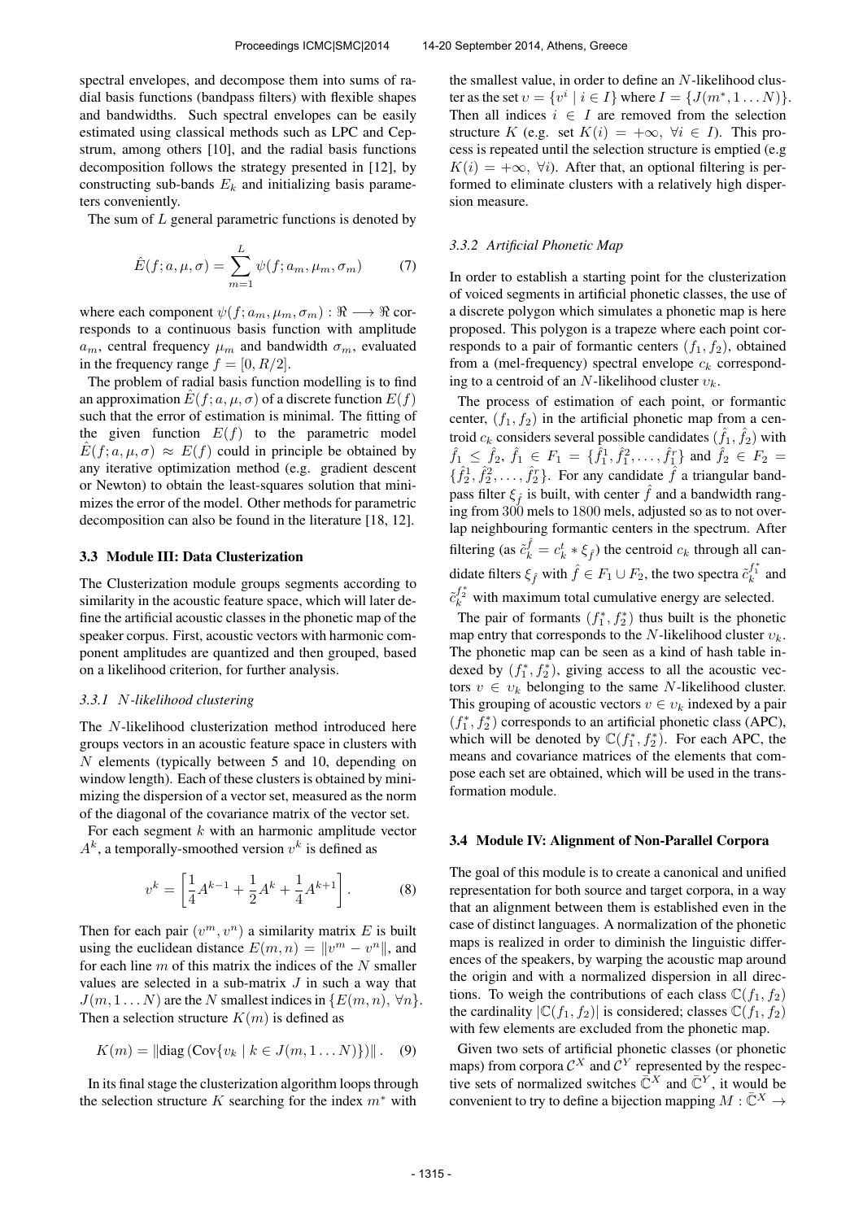spectral envelopes, and decompose them into sums of radial basis functions (bandpass filters) with flexible shapes and bandwidths. Such spectral envelopes can be easily estimated using classical methods such as LPC and Cepstrum, among others [10], and the radial basis functions decomposition follows the strategy presented in [12], by constructing sub-bands $E_k$ and initializing basis parameters conveniently.

The sum of $L$ general parametric functions is denoted by

$$\hat{E}(f; a, \mu, \sigma) = \sum_{m=1}^{L} \psi(f; a_m, \mu_m, \sigma_m) \tag{7}$$

where each component $\psi(f; a_m, \mu_m, \sigma_m) : \Re \longrightarrow \Re$ corresponds to a continuous basis function with amplitude $a_m$, central frequency $\mu_m$ and bandwidth $\sigma_m$, evaluated in the frequency range $f = [0, R/2]$.

The problem of radial basis function modelling is to find an approximation $\hat{E}(f; a, \mu, \sigma)$ of a discrete function $E(f)$ such that the error of estimation is minimal. The fitting of the given function $E(f)$ to the parametric model $\hat{E}(f; a, \mu, \sigma) \approx E(f)$ could in principle be obtained by any iterative optimization method (e.g. gradient descent or Newton) to obtain the least-squares solution that minimizes the error of the model. Other methods for parametric decomposition can also be found in the literature [18, 12].

### 3.3 Module III: Data Clusterization

The Clusterization module groups segments according to similarity in the acoustic feature space, which will later define the artificial acoustic classes in the phonetic map of the speaker corpus. First, acoustic vectors with harmonic component amplitudes are quantized and then grouped, based on a likelihood criterion, for further analysis.

#### 3.3.1 $N$-likelihood clustering

The $N$-likelihood clusterization method introduced here groups vectors in an acoustic feature space in clusters with $N$ elements (typically between 5 and 10, depending on window length). Each of these clusters is obtained by minimizing the dispersion of a vector set, measured as the norm of the diagonal of the covariance matrix of the vector set.

For each segment $k$ with an harmonic amplitude vector $A^k$, a temporally-smoothed version $v^k$ is defined as

$$v^k = \left[ \frac{1}{4} A^{k-1} + \frac{1}{2} A^k + \frac{1}{4} A^{k+1} \right]. \tag{8}$$

Then for each pair $(v^m, v^n)$ a similarity matrix $E$ is built using the euclidean distance $E(m, n) = \|v^m - v^n\|$, and for each line $m$ of this matrix the indices of the $N$ smaller values are selected in a sub-matrix $J$ in such a way that $J(m, 1 \ldots N)$ are the $N$ smallest indices in $\{E(m, n), \forall n\}$. Then a selection structure $K(m)$ is defined as

$$K(m) = \| \mathrm{diag} \left( \mathrm{Cov} \{ v_k \mid k \in J(m, 1 \ldots N) \} \right) \|. \tag{9}$$

In its final stage the clusterization algorithm loops through the selection structure $K$ searching for the index $m^*$ with the smallest value, in order to define an $N$-likelihood cluster as the set $\upsilon = \{ v^i \mid i \in I \}$ where $I = \{ J(m^*, 1 \ldots N) \}$. Then all indices $i \in I$ are removed from the selection structure $K$ (e.g. set $K(i) = +\infty, \ \forall i \in I$). This process is repeated until the selection structure is emptied (e.g $K(i) = +\infty, \ \forall i$). After that, an optional filtering is performed to eliminate clusters with a relatively high dispersion measure.

#### 3.3.2 Artificial Phonetic Map

In order to establish a starting point for the clusterization of voiced segments in artificial phonetic classes, the use of a discrete polygon which simulates a phonetic map is here proposed. This polygon is a trapeze where each point corresponds to a pair of formantic centers $(f_1, f_2)$, obtained from a (mel-frequency) spectral envelope $c_k$ corresponding to a centroid of an $N$-likelihood cluster $\upsilon_k$.

The process of estimation of each point, or formantic center, $(f_1, f_2)$ in the artificial phonetic map from a centroid $c_k$ considers several possible candidates $(\hat{f}_1, \hat{f}_2)$ with $\hat{f}_1 \leq \hat{f}_2$, $\hat{f}_1 \in F_1 = \{\hat{f}_1^1, \hat{f}_1^2, \ldots, \hat{f}_1^r\}$ and $\hat{f}_2 \in F_2 = \{\hat{f}_2^1, \hat{f}_2^2, \ldots, \hat{f}_2^r\}$. For any candidate $\hat{f}$ a triangular bandpass filter $\xi_{\hat{f}}$ is built, with center $\hat{f}$ and a bandwidth ranging from 300 mels to 1800 mels, adjusted so as to not overlap neighbouring formantic centers in the spectrum. After filtering (as $\tilde{c}_k^{\hat{f}} = c_k^t * \xi_{\hat{f}}$) the centroid $c_k$ through all candidate filters $\xi_{\hat{f}}$ with $\hat{f} \in F_1 \cup F_2$, the two spectra $\tilde{c}_k^{f_1^*}$ and $\tilde{c}_k^{f_2^*}$ with maximum total cumulative energy are selected.

The pair of formants $(f_1^*, f_2^*)$ thus built is the phonetic map entry that corresponds to the $N$-likelihood cluster $\upsilon_k$. The phonetic map can be seen as a kind of hash table indexed by $(f_1^*, f_2^*)$, giving access to all the acoustic vectors $v \in \upsilon_k$ belonging to the same $N$-likelihood cluster. This grouping of acoustic vectors $v \in \upsilon_k$ indexed by a pair $(f_1^*, f_2^*)$ corresponds to an artificial phonetic class (APC), which will be denoted by $\mathbb{C}(f_1^*, f_2^*)$. For each APC, the means and covariance matrices of the elements that compose each set are obtained, which will be used in the transformation module.

### 3.4 Module IV: Alignment of Non-Parallel Corpora

The goal of this module is to create a canonical and unified representation for both source and target corpora, in a way that an alignment between them is established even in the case of distinct languages. A normalization of the phonetic maps is realized in order to diminish the linguistic differences of the speakers, by warping the acoustic map around the origin and with a normalized dispersion in all directions. To weigh the contributions of each class $\mathbb{C}(f_1, f_2)$ the cardinality $|\mathbb{C}(f_1, f_2)|$ is considered; classes $\mathbb{C}(f_1, f_2)$ with few elements are excluded from the phonetic map.

Given two sets of artificial phonetic classes (or phonetic maps) from corpora $\mathcal{C}^X$ and $\mathcal{C}^Y$ represented by the respective sets of normalized switches $\bar{\mathbb{C}}^X$ and $\bar{\mathbb{C}}^Y$, it would be convenient to try to define a bijection mapping $M : \bar{\mathbb{C}}^X \rightarrow$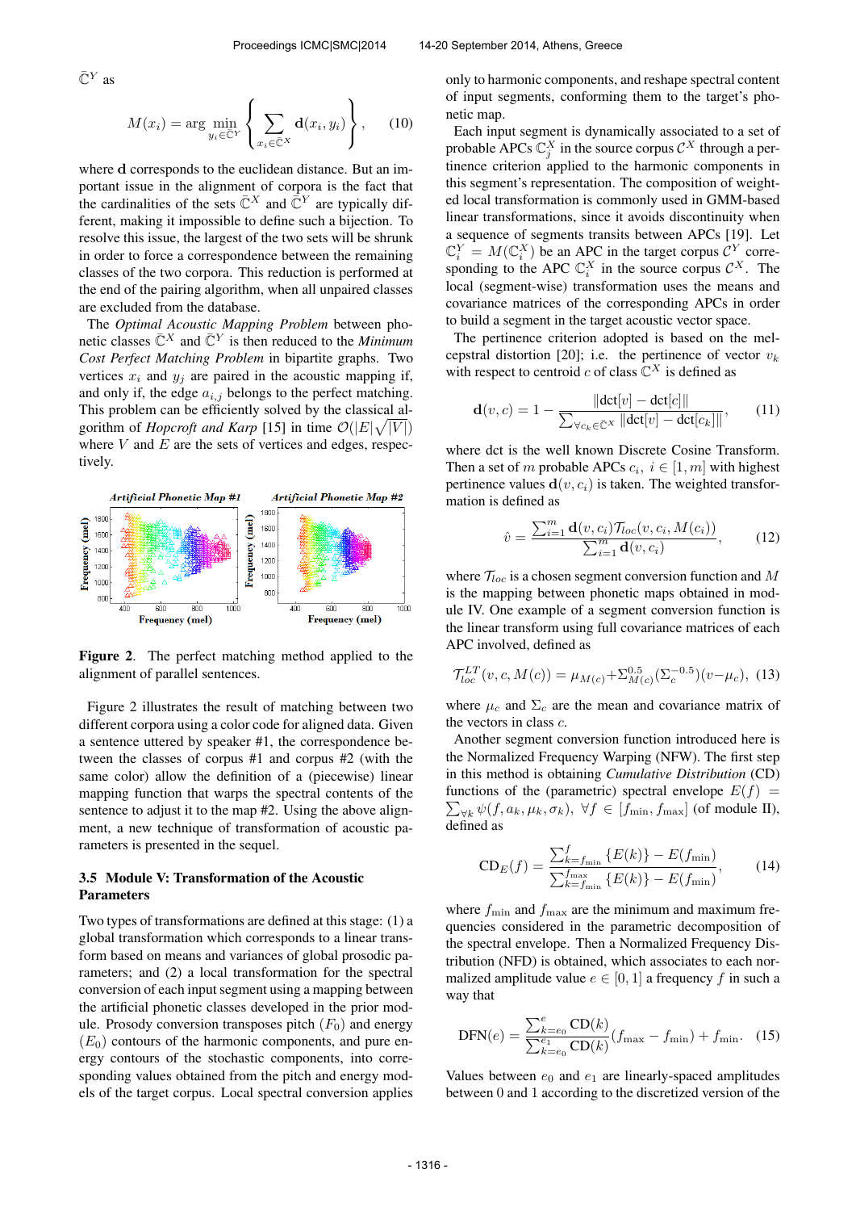$\bar{\mathbb{C}}^Y$ as

$$M(x_i) = \arg \min_{y_i \in \bar{\mathbb{C}}^Y} \left\{ \sum_{x_i \in \bar{\mathbb{C}}^X} \mathbf{d}(x_i, y_i) \right\}, \qquad (10)$$

where $\mathbf{d}$ corresponds to the euclidean distance. But an important issue in the alignment of corpora is the fact that the cardinalities of the sets $\bar{\mathbb{C}}^X$ and $\bar{\mathbb{C}}^Y$ are typically different, making it impossible to define such a bijection. To resolve this issue, the largest of the two sets will be shrunk in order to force a correspondence between the remaining classes of the two corpora. This reduction is performed at the end of the pairing algorithm, when all unpaired classes are excluded from the database.

The *Optimal Acoustic Mapping Problem* between phonetic classes $\bar{\mathbb{C}}^X$ and $\bar{\mathbb{C}}^Y$ is then reduced to the *Minimum Cost Perfect Matching Problem* in bipartite graphs. Two vertices $x_i$ and $y_j$ are paired in the acoustic mapping if, and only if, the edge $a_{i,j}$ belongs to the perfect matching. This problem can be efficiently solved by the classical algorithm of *Hopcroft and Karp* [15] in time $\mathcal{O}(|E|\sqrt{|V|})$ where $V$ and $E$ are the sets of vertices and edges, respectively.

**Figure 2**. The perfect matching method applied to the alignment of parallel sentences.

Figure 2 illustrates the result of matching between two different corpora using a color code for aligned data. Given a sentence uttered by speaker #1, the correspondence between the classes of corpus #1 and corpus #2 (with the same color) allow the definition of a (piecewise) linear mapping function that warps the spectral contents of the sentence to adjust it to the map #2. Using the above alignment, a new technique of transformation of acoustic parameters is presented in the sequel.

### 3.5 Module V: Transformation of the Acoustic Parameters

Two types of transformations are defined at this stage: (1) a global transformation which corresponds to a linear transform based on means and variances of global prosodic parameters; and (2) a local transformation for the spectral conversion of each input segment using a mapping between the artificial phonetic classes developed in the prior module. Prosody conversion transposes pitch ($F_0$) and energy ($E_0$) contours of the harmonic components, and pure energy contours of the stochastic components, into corresponding values obtained from the pitch and energy models of the target corpus. Local spectral conversion applies only to harmonic components, and reshape spectral content of input segments, conforming them to the target's phonetic map.

Each input segment is dynamically associated to a set of probable APCs $\mathbb{C}_j^X$ in the source corpus $\mathcal{C}^X$ through a pertinence criterion applied to the harmonic components in this segment's representation. The composition of weighted local transformation is commonly used in GMM-based linear transformations, since it avoids discontinuity when a sequence of segments transits between APCs [19]. Let $\mathbb{C}_i^Y = M(\mathbb{C}_i^X)$ be an APC in the target corpus $\mathcal{C}^Y$ corresponding to the APC $\mathbb{C}_i^X$ in the source corpus $\mathcal{C}^X$. The local (segment-wise) transformation uses the means and covariance matrices of the corresponding APCs in order to build a segment in the target acoustic vector space.

The pertinence criterion adopted is based on the mel-cepstral distortion [20]; i.e. the pertinence of vector $v_k$ with respect to centroid $c$ of class $\bar{\mathbb{C}}^X$ is defined as

$$\mathbf{d}(v, c) = 1 - \frac{\|\text{dct}[v] - \text{dct}[c]\|}{\sum_{\forall c_k \in \bar{\mathbb{C}}^X} \|\text{dct}[v] - \text{dct}[c_k]\|}, \qquad (11)$$

where dct is the well known Discrete Cosine Transform. Then a set of $m$ probable APCs $c_i$, $i \in [1, m]$ with highest pertinence values $\mathbf{d}(v, c_i)$ is taken. The weighted transformation is defined as

$$\hat{v} = \frac{\sum_{i=1}^{m} \mathbf{d}(v, c_i) \mathcal{T}_{loc}(v, c_i, M(c_i))}{\sum_{i=1}^{m} \mathbf{d}(v, c_i)}, \qquad (12)$$

where $\mathcal{T}_{loc}$ is a chosen segment conversion function and $M$ is the mapping between phonetic maps obtained in module IV. One example of a segment conversion function is the linear transform using full covariance matrices of each APC involved, defined as

$$\mathcal{T}_{loc}^{LT}(v, c, M(c)) = \mu_{M(c)} + \Sigma_{M(c)}^{0.5} (\Sigma_c^{-0.5})(v - \mu_c), \quad (13)$$

where $\mu_c$ and $\Sigma_c$ are the mean and covariance matrix of the vectors in class $c$.

Another segment conversion function introduced here is the Normalized Frequency Warping (NFW). The first step in this method is obtaining *Cumulative Distribution* (CD) functions of the (parametric) spectral envelope $E(f) = \sum_{\forall k} \psi(f, a_k, \mu_k, \sigma_k)$, $\forall f \in [f_{\min}, f_{\max}]$ (of module II), defined as

$$\text{CD}_E(f) = \frac{\sum_{k=f_{\min}}^{f} \{E(k)\} - E(f_{\min})}{\sum_{k=f_{\min}}^{f_{\max}} \{E(k)\} - E(f_{\min})}, \qquad (14)$$

where $f_{\min}$ and $f_{\max}$ are the minimum and maximum frequencies considered in the parametric decomposition of the spectral envelope. Then a Normalized Frequency Distribution (NFD) is obtained, which associates to each normalized amplitude value $e \in [0, 1]$ a frequency $f$ in such a way that

$$\text{DFN}(e) = \frac{\sum_{k=e_0}^{e} \text{CD}(k)}{\sum_{k=e_0}^{e_1} \text{CD}(k)} (f_{\max} - f_{\min}) + f_{\min}. \quad (15)$$

Values between $e_0$ and $e_1$ are linearly-spaced amplitudes between 0 and 1 according to the discretized version of the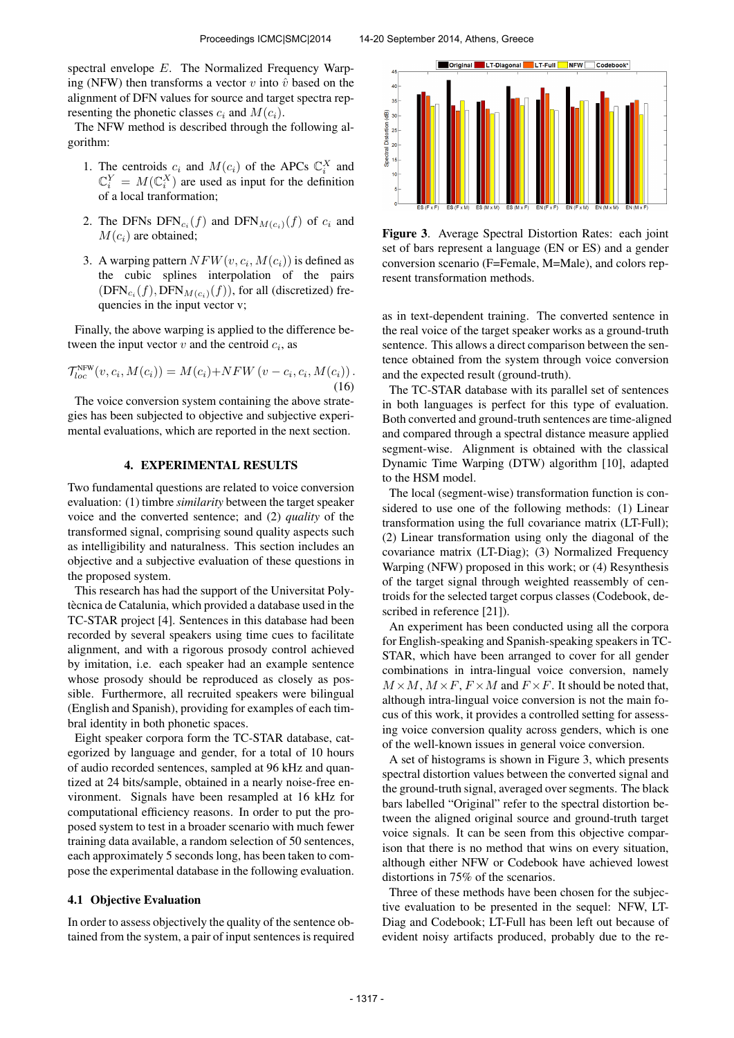spectral envelope $E$. The Normalized Frequency Warping (NFW) then transforms a vector $v$ into $\hat{v}$ based on the alignment of DFN values for source and target spectra representing the phonetic classes $c_i$ and $M(c_i)$.

The NFW method is described through the following algorithm:

1. The centroids $c_i$ and $M(c_i)$ of the APCs $\mathbb{C}_i^X$ and $\mathbb{C}_i^Y = M(\mathbb{C}_i^X)$ are used as input for the definition of a local transformation;
2. The DFNs $\text{DFN}_{c_i}(f)$ and $\text{DFN}_{M(c_i)}(f)$ of $c_i$ and $M(c_i)$ are obtained;
3. A warping pattern $NFW(v, c_i, M(c_i))$ is defined as the cubic splines interpolation of the pairs $(\text{DFN}_{c_i}(f), \text{DFN}_{M(c_i)}(f))$, for all (discretized) frequencies in the input vector v;

Finally, the above warping is applied to the difference between the input vector $v$ and the centroid $c_i$, as

$$\mathcal{T}_{loc}^{\text{NFW}}(v, c_i, M(c_i)) = M(c_i) + NFW\left(v - c_i, c_i, M(c_i)\right). \tag{16}$$

The voice conversion system containing the above strategies has been subjected to objective and subjective experimental evaluations, which are reported in the next section.

## 4. EXPERIMENTAL RESULTS

Two fundamental questions are related to voice conversion evaluation: (1) timbre *similarity* between the target speaker voice and the converted sentence; and (2) *quality* of the transformed signal, comprising sound quality aspects such as intelligibility and naturalness. This section includes an objective and a subjective evaluation of these questions in the proposed system.

This research has had the support of the Universitat Politècnica de Catalunia, which provided a database used in the TC-STAR project [4]. Sentences in this database had been recorded by several speakers using time cues to facilitate alignment, and with a rigorous prosody control achieved by imitation, i.e. each speaker had an example sentence whose prosody should be reproduced as closely as possible. Furthermore, all recruited speakers were bilingual (English and Spanish), providing for examples of each timbral identity in both phonetic spaces.

Eight speaker corpora form the TC-STAR database, categorized by language and gender, for a total of 10 hours of audio recorded sentences, sampled at 96 kHz and quantized at 24 bits/sample, obtained in a nearly noise-free environment. Signals have been resampled at 16 kHz for computational efficiency reasons. In order to put the proposed system to test in a broader scenario with much fewer training data available, a random selection of 50 sentences, each approximately 5 seconds long, has been taken to compose the experimental database in the following evaluation.

### 4.1 Objective Evaluation

In order to assess objectively the quality of the sentence obtained from the system, a pair of input sentences is required as in text-dependent training. The converted sentence in the real voice of the target speaker works as a ground-truth sentence. This allows a direct comparison between the sentence obtained from the system through voice conversion and the expected result (ground-truth).

**Figure 3**. Average Spectral Distortion Rates: each joint set of bars represent a language (EN or ES) and a gender conversion scenario (F=Female, M=Male), and colors represent transformation methods.

The TC-STAR database with its parallel set of sentences in both languages is perfect for this type of evaluation. Both converted and ground-truth sentences are time-aligned and compared through a spectral distance measure applied segment-wise. Alignment is obtained with the classical Dynamic Time Warping (DTW) algorithm [10], adapted to the HSM model.

The local (segment-wise) transformation function is considered to use one of the following methods: (1) Linear transformation using the full covariance matrix (LT-Full); (2) Linear transformation using only the diagonal of the covariance matrix (LT-Diag); (3) Normalized Frequency Warping (NFW) proposed in this work; or (4) Resynthesis of the target signal through weighted reassembly of centroids for the selected target corpus classes (Codebook, described in reference [21]).

An experiment has been conducted using all the corpora for English-speaking and Spanish-speaking speakers in TC-STAR, which have been arranged to cover for all gender combinations in intra-lingual voice conversion, namely $M \times M$, $M \times F$, $F \times M$ and $F \times F$. It should be noted that, although intra-lingual voice conversion is not the main focus of this work, it provides a controlled setting for assessing voice conversion quality across genders, which is one of the well-known issues in general voice conversion.

A set of histograms is shown in Figure 3, which presents spectral distortion values between the converted signal and the ground-truth signal, averaged over segments. The black bars labelled "Original" refer to the spectral distortion between the aligned original source and ground-truth target voice signals. It can be seen from this objective comparison that there is no method that wins on every situation, although either NFW or Codebook have achieved lowest distortions in 75% of the scenarios.

Three of these methods have been chosen for the subjective evaluation to be presented in the sequel: NFW, LT-Diag and Codebook; LT-Full has been left out because of evident noisy artifacts produced, probably due to the re-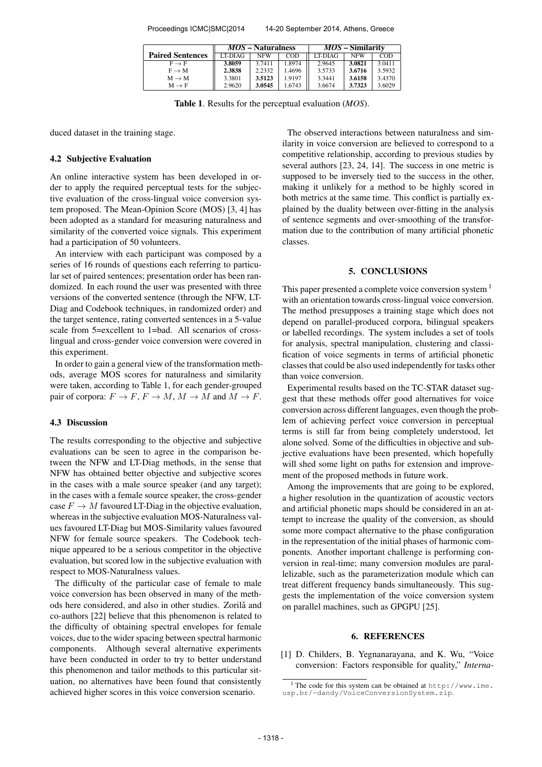| Paired Sentences | *MOS* – Naturalness | | | *MOS* – Similarity | | |
|---|---|---|---|---|---|---|
| | LT-DIAG | NFW | COD | LT-DIAG | NFW | COD |
| F → F | **3.8059** | 3.7411 | 1.8974 | 2.9645 | **3.0821** | 3.0411 |
| F → M | **2.3838** | 2.2332 | 1.4696 | 3.5733 | **3.6716** | 3.5932 |
| M → M | 3.3801 | **3.5123** | 1.9197 | 3.3441 | **3.6158** | 3.4370 |
| M → F | 2.9620 | **3.0545** | 1.6743 | 3.6674 | **3.7323** | 3.6029 |

**Table 1**. Results for the perceptual evaluation (*MOS*).

duced dataset in the training stage.

### 4.2 Subjective Evaluation

An online interactive system has been developed in order to apply the required perceptual tests for the subjective evaluation of the cross-lingual voice conversion system proposed. The Mean-Opinion Score (MOS) [3, 4] has been adopted as a standard for measuring naturalness and similarity of the converted voice signals. This experiment had a participation of 50 volunteers.

An interview with each participant was composed by a series of 16 rounds of questions each referring to particular set of paired sentences; presentation order has been randomized. In each round the user was presented with three versions of the converted sentence (through the NFW, LT-Diag and Codebook techniques, in randomized order) and the target sentence, rating converted sentences in a 5-value scale from 5=excellent to 1=bad. All scenarios of cross-lingual and cross-gender voice conversion were covered in this experiment.

In order to gain a general view of the transformation methods, average MOS scores for naturalness and similarity were taken, according to Table 1, for each gender-grouped pair of corpora: $F \to F$, $F \to M$, $M \to M$ and $M \to F$.

### 4.3 Discussion

The results corresponding to the objective and subjective evaluations can be seen to agree in the comparison between the NFW and LT-Diag methods, in the sense that NFW has obtained better objective and subjective scores in the cases with a male source speaker (and any target); in the cases with a female source speaker, the cross-gender case $F \to M$ favoured LT-Diag in the objective evaluation, whereas in the subjective evaluation MOS-Naturalness values favoured LT-Diag but MOS-Similarity values favoured NFW for female source speakers. The Codebook technique appeared to be a serious competitor in the objective evaluation, but scored low in the subjective evaluation with respect to MOS-Naturalness values.

The difficulty of the particular case of female to male voice conversion has been observed in many of the methods here considered, and also in other studies. Zorilă and co-authors [22] believe that this phenomenon is related to the difficulty of obtaining spectral envelopes for female voices, due to the wider spacing between spectral harmonic components. Although several alternative experiments have been conducted in order to try to better understand this phenomenon and tailor methods to this particular situation, no alternatives have been found that consistently achieved higher scores in this voice conversion scenario.

The observed interactions between naturalness and similarity in voice conversion are believed to correspond to a competitive relationship, according to previous studies by several authors [23, 24, 14]. The success in one metric is supposed to be inversely tied to the success in the other, making it unlikely for a method to be highly scored in both metrics at the same time. This conflict is partially explained by the duality between over-fitting in the analysis of sentence segments and over-smoothing of the transformation due to the contribution of many artificial phonetic classes.

## 5. CONCLUSIONS

This paper presented a complete voice conversion system [1] with an orientation towards cross-lingual voice conversion. The method presupposes a training stage which does not depend on parallel-produced corpora, bilingual speakers or labelled recordings. The system includes a set of tools for analysis, spectral manipulation, clustering and classification of voice segments in terms of artificial phonetic classes that could be also used independently for tasks other than voice conversion.

Experimental results based on the TC-STAR dataset suggest that these methods offer good alternatives for voice conversion across different languages, even though the problem of achieving perfect voice conversion in perceptual terms is still far from being completely understood, let alone solved. Some of the difficulties in objective and subjective evaluations have been presented, which hopefully will shed some light on paths for extension and improvement of the proposed methods in future work.

Among the improvements that are going to be explored, a higher resolution in the quantization of acoustic vectors and artificial phonetic maps should be considered in an attempt to increase the quality of the conversion, as should some more compact alternative to the phase configuration in the representation of the initial phases of harmonic components. Another important challenge is performing conversion in real-time; many conversion modules are parallelizable, such as the parameterization module which can treat different frequency bands simultaneously. This suggests the implementation of the voice conversion system on parallel machines, such as GPGPU [25].

## 6. REFERENCES

[1] D. Childers, B. Yegnanarayana, and K. Wu, "Voice conversion: Factors responsible for quality," *Interna-*

[1] The code for this system can be obtained at `http://www.ime.usp.br/~dandy/VoiceConversionSystem.zip`.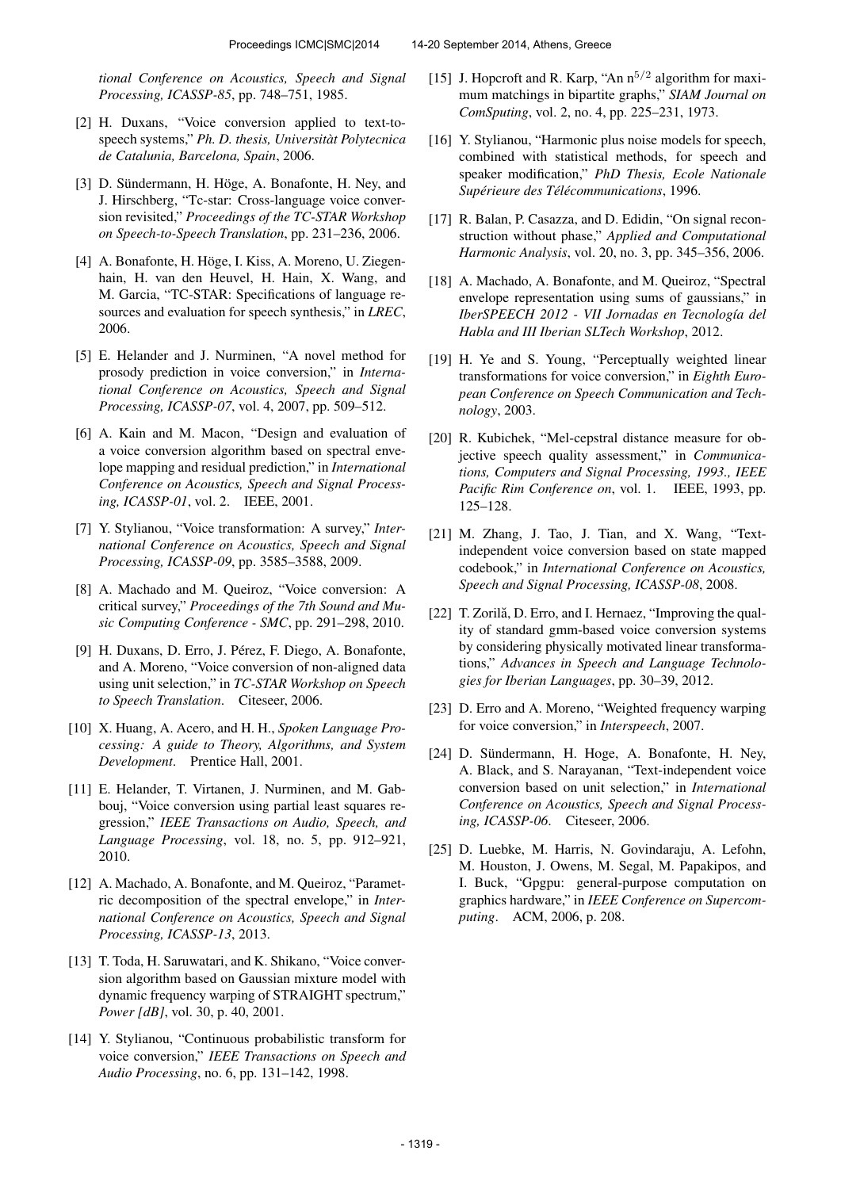*tional Conference on Acoustics, Speech and Signal Processing, ICASSP-85*, pp. 748–751, 1985.

[2] H. Duxans, "Voice conversion applied to text-to-speech systems," *Ph. D. thesis, Universitàt Polytecnica de Catalunia, Barcelona, Spain*, 2006.

[3] D. Sündermann, H. Höge, A. Bonafonte, H. Ney, and J. Hirschberg, "Tc-star: Cross-language voice conversion revisited," *Proceedings of the TC-STAR Workshop on Speech-to-Speech Translation*, pp. 231–236, 2006.

[4] A. Bonafonte, H. Höge, I. Kiss, A. Moreno, U. Ziegenhain, H. van den Heuvel, H. Hain, X. Wang, and M. Garcia, "TC-STAR: Specifications of language resources and evaluation for speech synthesis," in *LREC*, 2006.

[5] E. Helander and J. Nurminen, "A novel method for prosody prediction in voice conversion," in *International Conference on Acoustics, Speech and Signal Processing, ICASSP-07*, vol. 4, 2007, pp. 509–512.

[6] A. Kain and M. Macon, "Design and evaluation of a voice conversion algorithm based on spectral envelope mapping and residual prediction," in *International Conference on Acoustics, Speech and Signal Processing, ICASSP-01*, vol. 2. IEEE, 2001.

[7] Y. Stylianou, "Voice transformation: A survey," *International Conference on Acoustics, Speech and Signal Processing, ICASSP-09*, pp. 3585–3588, 2009.

[8] A. Machado and M. Queiroz, "Voice conversion: A critical survey," *Proceedings of the 7th Sound and Music Computing Conference - SMC*, pp. 291–298, 2010.

[9] H. Duxans, D. Erro, J. Pérez, F. Diego, A. Bonafonte, and A. Moreno, "Voice conversion of non-aligned data using unit selection," in *TC-STAR Workshop on Speech to Speech Translation*. Citeseer, 2006.

[10] X. Huang, A. Acero, and H. H., *Spoken Language Processing: A guide to Theory, Algorithms, and System Development*. Prentice Hall, 2001.

[11] E. Helander, T. Virtanen, J. Nurminen, and M. Gabbouj, "Voice conversion using partial least squares regression," *IEEE Transactions on Audio, Speech, and Language Processing*, vol. 18, no. 5, pp. 912–921, 2010.

[12] A. Machado, A. Bonafonte, and M. Queiroz, "Parametric decomposition of the spectral envelope," in *International Conference on Acoustics, Speech and Signal Processing, ICASSP-13*, 2013.

[13] T. Toda, H. Saruwatari, and K. Shikano, "Voice conversion algorithm based on Gaussian mixture model with dynamic frequency warping of STRAIGHT spectrum," *Power [dB]*, vol. 30, p. 40, 2001.

[14] Y. Stylianou, "Continuous probabilistic transform for voice conversion," *IEEE Transactions on Speech and Audio Processing*, no. 6, pp. 131–142, 1998.

[15] J. Hopcroft and R. Karp, "An $n^{5/2}$ algorithm for maximum matchings in bipartite graphs," *SIAM Journal on ComSputing*, vol. 2, no. 4, pp. 225–231, 1973.

[16] Y. Stylianou, "Harmonic plus noise models for speech, combined with statistical methods, for speech and speaker modification," *PhD Thesis, Ecole Nationale Supérieure des Télécommunications*, 1996.

[17] R. Balan, P. Casazza, and D. Edidin, "On signal reconstruction without phase," *Applied and Computational Harmonic Analysis*, vol. 20, no. 3, pp. 345–356, 2006.

[18] A. Machado, A. Bonafonte, and M. Queiroz, "Spectral envelope representation using sums of gaussians," in *IberSPEECH 2012 - VII Jornadas en Tecnología del Habla and III Iberian SLTech Workshop*, 2012.

[19] H. Ye and S. Young, "Perceptually weighted linear transformations for voice conversion," in *Eighth European Conference on Speech Communication and Technology*, 2003.

[20] R. Kubichek, "Mel-cepstral distance measure for objective speech quality assessment," in *Communications, Computers and Signal Processing, 1993., IEEE Pacific Rim Conference on*, vol. 1. IEEE, 1993, pp. 125–128.

[21] M. Zhang, J. Tao, J. Tian, and X. Wang, "Text-independent voice conversion based on state mapped codebook," in *International Conference on Acoustics, Speech and Signal Processing, ICASSP-08*, 2008.

[22] T. Zorilă, D. Erro, and I. Hernaez, "Improving the quality of standard gmm-based voice conversion systems by considering physically motivated linear transformations," *Advances in Speech and Language Technologies for Iberian Languages*, pp. 30–39, 2012.

[23] D. Erro and A. Moreno, "Weighted frequency warping for voice conversion," in *Interspeech*, 2007.

[24] D. Sündermann, H. Hoge, A. Bonafonte, H. Ney, A. Black, and S. Narayanan, "Text-independent voice conversion based on unit selection," in *International Conference on Acoustics, Speech and Signal Processing, ICASSP-06*. Citeseer, 2006.

[25] D. Luebke, M. Harris, N. Govindaraju, A. Lefohn, M. Houston, J. Owens, M. Segal, M. Papakipos, and I. Buck, "Gpgpu: general-purpose computation on graphics hardware," in *IEEE Conference on Supercomputing*. ACM, 2006, p. 208.